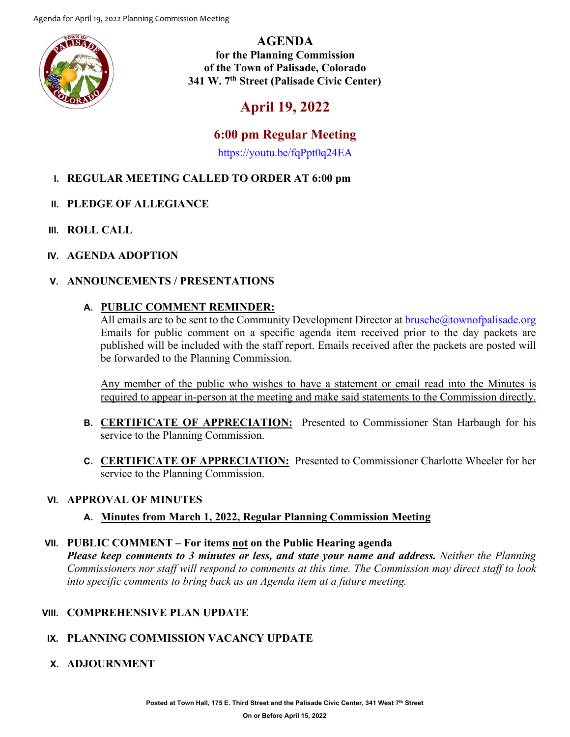# AGENDA

**for the Planning Commission**
**of the Town of Palisade, Colorado**
**341 W. 7th Street (Palisade Civic Center)**

## April 19, 2022

### 6:00 pm Regular Meeting

https://youtu.be/fqPpt0q24EA

**I. REGULAR MEETING CALLED TO ORDER AT 6:00 pm**

**II. PLEDGE OF ALLEGIANCE**

**III. ROLL CALL**

**IV. AGENDA ADOPTION**

**V. ANNOUNCEMENTS / PRESENTATIONS**

**A. PUBLIC COMMENT REMINDER:**
All emails are to be sent to the Community Development Director at brusche@townofpalisade.org Emails for public comment on a specific agenda item received prior to the day packets are published will be included with the staff report. Emails received after the packets are posted will be forwarded to the Planning Commission.

Any member of the public who wishes to have a statement or email read into the Minutes is required to appear in-person at the meeting and make said statements to the Commission directly.

**B. CERTIFICATE OF APPRECIATION:** Presented to Commissioner Stan Harbaugh for his service to the Planning Commission.

**C. CERTIFICATE OF APPRECIATION:** Presented to Commissioner Charlotte Wheeler for her service to the Planning Commission.

**VI. APPROVAL OF MINUTES**

**A. Minutes from March 1, 2022, Regular Planning Commission Meeting**

**VII. PUBLIC COMMENT – For items not on the Public Hearing agenda**
***Please keep comments to 3 minutes or less, and state your name and address.*** *Neither the Planning Commissioners nor staff will respond to comments at this time. The Commission may direct staff to look into specific comments to bring back as an Agenda item at a future meeting.*

**VIII. COMPREHENSIVE PLAN UPDATE**

**IX. PLANNING COMMISSION VACANCY UPDATE**

**X. ADJOURNMENT**

**Posted at Town Hall, 175 E. Third Street and the Palisade Civic Center, 341 West 7th Street**
**On or Before April 15, 2022**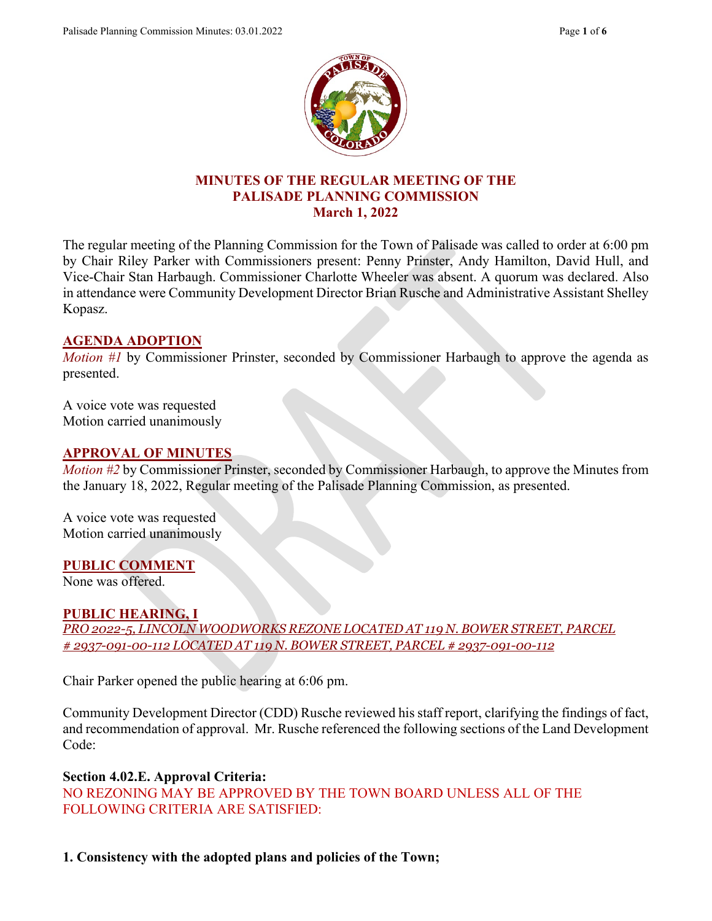# MINUTES OF THE REGULAR MEETING OF THE PALISADE PLANNING COMMISSION March 1, 2022

The regular meeting of the Planning Commission for the Town of Palisade was called to order at 6:00 pm by Chair Riley Parker with Commissioners present: Penny Prinster, Andy Hamilton, David Hull, and Vice-Chair Stan Harbaugh. Commissioner Charlotte Wheeler was absent. A quorum was declared. Also in attendance were Community Development Director Brian Rusche and Administrative Assistant Shelley Kopasz.

## AGENDA ADOPTION

*Motion #1* by Commissioner Prinster, seconded by Commissioner Harbaugh to approve the agenda as presented.

A voice vote was requested
Motion carried unanimously

## APPROVAL OF MINUTES

*Motion #2* by Commissioner Prinster, seconded by Commissioner Harbaugh, to approve the Minutes from the January 18, 2022, Regular meeting of the Palisade Planning Commission, as presented.

A voice vote was requested
Motion carried unanimously

## PUBLIC COMMENT

None was offered.

## PUBLIC HEARING, I

*PRO 2022-5, LINCOLN WOODWORKS REZONE LOCATED AT 119 N. BOWER STREET, PARCEL # 2937-091-00-112 LOCATED AT 119 N. BOWER STREET, PARCEL # 2937-091-00-112*

Chair Parker opened the public hearing at 6:06 pm.

Community Development Director (CDD) Rusche reviewed his staff report, clarifying the findings of fact, and recommendation of approval. Mr. Rusche referenced the following sections of the Land Development Code:

**Section 4.02.E. Approval Criteria:**
NO REZONING MAY BE APPROVED BY THE TOWN BOARD UNLESS ALL OF THE FOLLOWING CRITERIA ARE SATISFIED:

**1. Consistency with the adopted plans and policies of the Town;**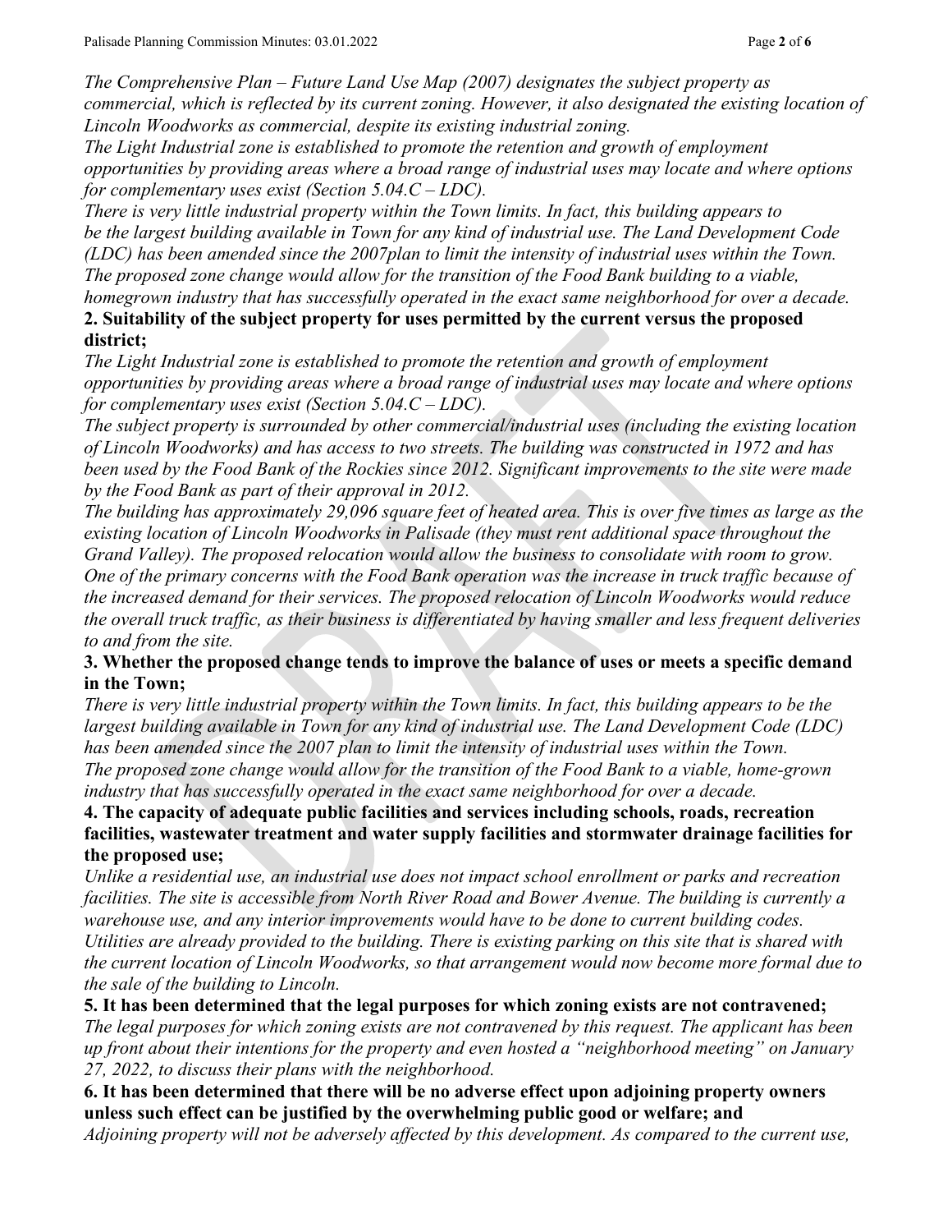*The Comprehensive Plan – Future Land Use Map (2007) designates the subject property as commercial, which is reflected by its current zoning. However, it also designated the existing location of Lincoln Woodworks as commercial, despite its existing industrial zoning.*

*The Light Industrial zone is established to promote the retention and growth of employment opportunities by providing areas where a broad range of industrial uses may locate and where options for complementary uses exist (Section 5.04.C – LDC).*

*There is very little industrial property within the Town limits. In fact, this building appears to be the largest building available in Town for any kind of industrial use. The Land Development Code (LDC) has been amended since the 2007plan to limit the intensity of industrial uses within the Town. The proposed zone change would allow for the transition of the Food Bank building to a viable, homegrown industry that has successfully operated in the exact same neighborhood for over a decade.*

**2. Suitability of the subject property for uses permitted by the current versus the proposed district;**

*The Light Industrial zone is established to promote the retention and growth of employment opportunities by providing areas where a broad range of industrial uses may locate and where options for complementary uses exist (Section 5.04.C – LDC).*

*The subject property is surrounded by other commercial/industrial uses (including the existing location of Lincoln Woodworks) and has access to two streets. The building was constructed in 1972 and has been used by the Food Bank of the Rockies since 2012. Significant improvements to the site were made by the Food Bank as part of their approval in 2012.*

*The building has approximately 29,096 square feet of heated area. This is over five times as large as the existing location of Lincoln Woodworks in Palisade (they must rent additional space throughout the Grand Valley). The proposed relocation would allow the business to consolidate with room to grow. One of the primary concerns with the Food Bank operation was the increase in truck traffic because of the increased demand for their services. The proposed relocation of Lincoln Woodworks would reduce the overall truck traffic, as their business is differentiated by having smaller and less frequent deliveries to and from the site.*

**3. Whether the proposed change tends to improve the balance of uses or meets a specific demand in the Town;**

*There is very little industrial property within the Town limits. In fact, this building appears to be the largest building available in Town for any kind of industrial use. The Land Development Code (LDC) has been amended since the 2007 plan to limit the intensity of industrial uses within the Town. The proposed zone change would allow for the transition of the Food Bank to a viable, home-grown industry that has successfully operated in the exact same neighborhood for over a decade.*

**4. The capacity of adequate public facilities and services including schools, roads, recreation facilities, wastewater treatment and water supply facilities and stormwater drainage facilities for the proposed use;**

*Unlike a residential use, an industrial use does not impact school enrollment or parks and recreation facilities. The site is accessible from North River Road and Bower Avenue. The building is currently a warehouse use, and any interior improvements would have to be done to current building codes. Utilities are already provided to the building. There is existing parking on this site that is shared with the current location of Lincoln Woodworks, so that arrangement would now become more formal due to the sale of the building to Lincoln.*

**5. It has been determined that the legal purposes for which zoning exists are not contravened;**

*The legal purposes for which zoning exists are not contravened by this request. The applicant has been up front about their intentions for the property and even hosted a "neighborhood meeting" on January 27, 2022, to discuss their plans with the neighborhood.*

**6. It has been determined that there will be no adverse effect upon adjoining property owners unless such effect can be justified by the overwhelming public good or welfare; and**

*Adjoining property will not be adversely affected by this development. As compared to the current use,*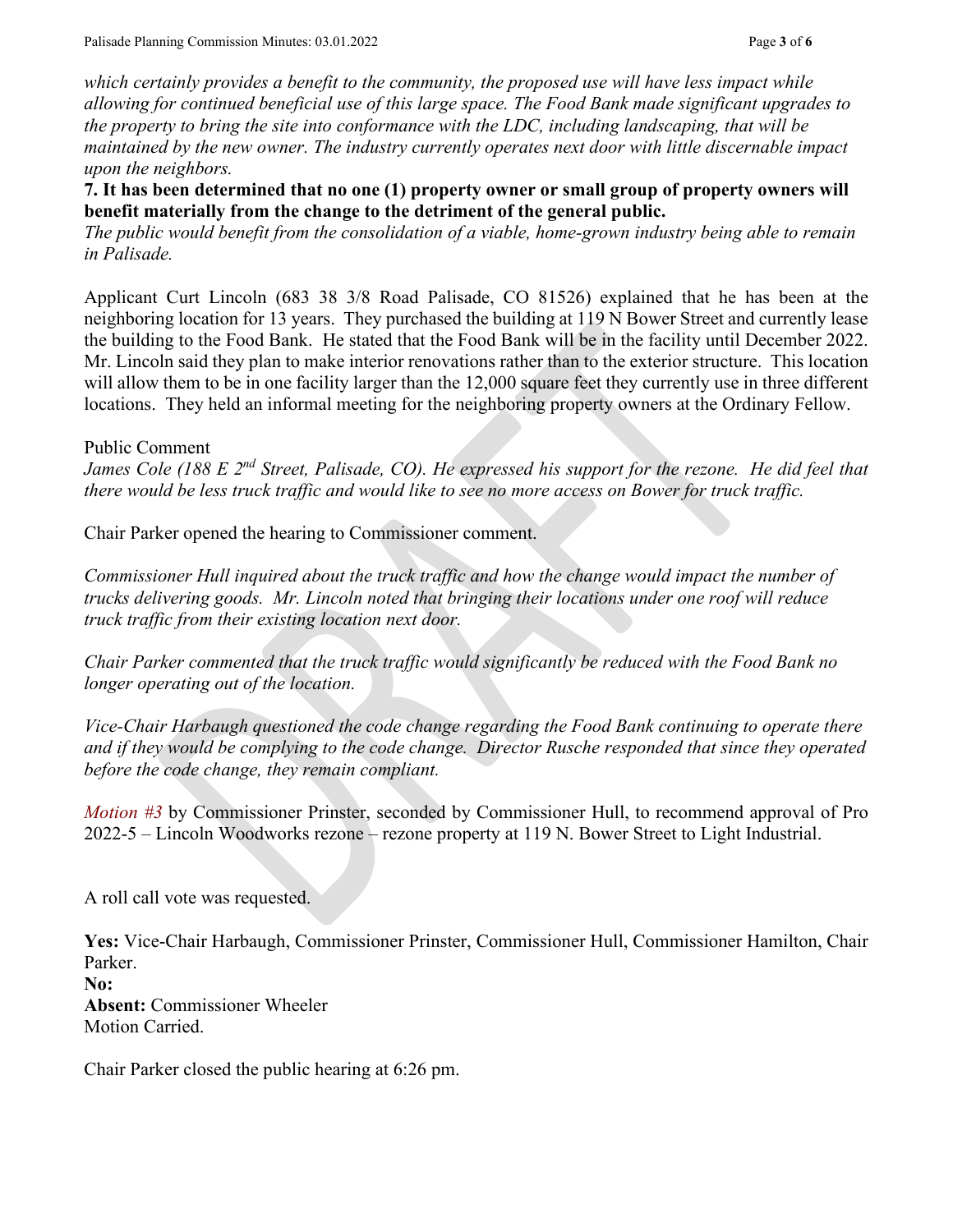*which certainly provides a benefit to the community, the proposed use will have less impact while allowing for continued beneficial use of this large space. The Food Bank made significant upgrades to the property to bring the site into conformance with the LDC, including landscaping, that will be maintained by the new owner. The industry currently operates next door with little discernable impact upon the neighbors.*

**7. It has been determined that no one (1) property owner or small group of property owners will benefit materially from the change to the detriment of the general public.**

*The public would benefit from the consolidation of a viable, home-grown industry being able to remain in Palisade.*

Applicant Curt Lincoln (683 38 3/8 Road Palisade, CO 81526) explained that he has been at the neighboring location for 13 years. They purchased the building at 119 N Bower Street and currently lease the building to the Food Bank. He stated that the Food Bank will be in the facility until December 2022. Mr. Lincoln said they plan to make interior renovations rather than to the exterior structure. This location will allow them to be in one facility larger than the 12,000 square feet they currently use in three different locations. They held an informal meeting for the neighboring property owners at the Ordinary Fellow.

Public Comment

*James Cole (188 E 2nd Street, Palisade, CO). He expressed his support for the rezone. He did feel that there would be less truck traffic and would like to see no more access on Bower for truck traffic.*

Chair Parker opened the hearing to Commissioner comment.

*Commissioner Hull inquired about the truck traffic and how the change would impact the number of trucks delivering goods. Mr. Lincoln noted that bringing their locations under one roof will reduce truck traffic from their existing location next door.*

*Chair Parker commented that the truck traffic would significantly be reduced with the Food Bank no longer operating out of the location.*

*Vice-Chair Harbaugh questioned the code change regarding the Food Bank continuing to operate there and if they would be complying to the code change. Director Rusche responded that since they operated before the code change, they remain compliant.*

*Motion #3* by Commissioner Prinster, seconded by Commissioner Hull, to recommend approval of Pro 2022-5 – Lincoln Woodworks rezone – rezone property at 119 N. Bower Street to Light Industrial.

A roll call vote was requested.

**Yes:** Vice-Chair Harbaugh, Commissioner Prinster, Commissioner Hull, Commissioner Hamilton, Chair Parker.

**No:**

**Absent:** Commissioner Wheeler

Motion Carried.

Chair Parker closed the public hearing at 6:26 pm.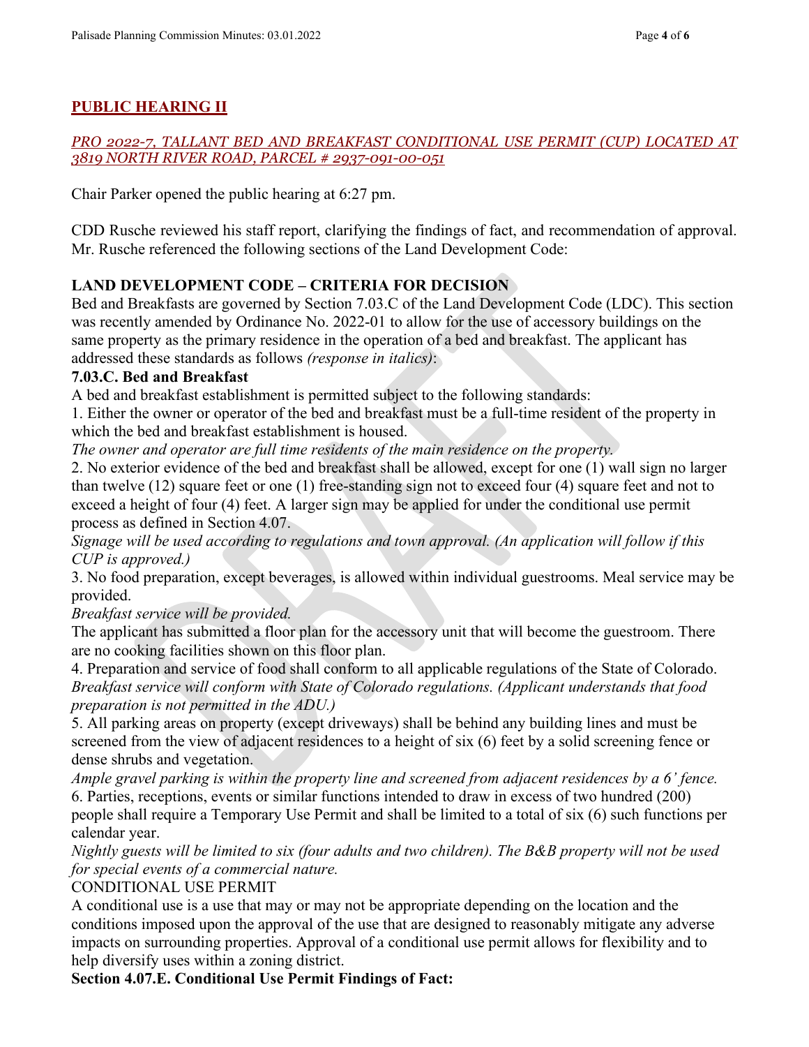## PUBLIC HEARING II

*PRO 2022-7, TALLANT BED AND BREAKFAST CONDITIONAL USE PERMIT (CUP) LOCATED AT 3819 NORTH RIVER ROAD, PARCEL # 2937-091-00-051*

Chair Parker opened the public hearing at 6:27 pm.

CDD Rusche reviewed his staff report, clarifying the findings of fact, and recommendation of approval. Mr. Rusche referenced the following sections of the Land Development Code:

**LAND DEVELOPMENT CODE – CRITERIA FOR DECISION**

Bed and Breakfasts are governed by Section 7.03.C of the Land Development Code (LDC). This section was recently amended by Ordinance No. 2022-01 to allow for the use of accessory buildings on the same property as the primary residence in the operation of a bed and breakfast. The applicant has addressed these standards as follows *(response in italics)*:

**7.03.C. Bed and Breakfast**

A bed and breakfast establishment is permitted subject to the following standards:

1. Either the owner or operator of the bed and breakfast must be a full-time resident of the property in which the bed and breakfast establishment is housed.

*The owner and operator are full time residents of the main residence on the property.*

2. No exterior evidence of the bed and breakfast shall be allowed, except for one (1) wall sign no larger than twelve (12) square feet or one (1) free-standing sign not to exceed four (4) square feet and not to exceed a height of four (4) feet. A larger sign may be applied for under the conditional use permit process as defined in Section 4.07.

*Signage will be used according to regulations and town approval. (An application will follow if this CUP is approved.)*

3. No food preparation, except beverages, is allowed within individual guestrooms. Meal service may be provided.

*Breakfast service will be provided.*

The applicant has submitted a floor plan for the accessory unit that will become the guestroom. There are no cooking facilities shown on this floor plan.

4. Preparation and service of food shall conform to all applicable regulations of the State of Colorado.

*Breakfast service will conform with State of Colorado regulations. (Applicant understands that food preparation is not permitted in the ADU.)*

5. All parking areas on property (except driveways) shall be behind any building lines and must be screened from the view of adjacent residences to a height of six (6) feet by a solid screening fence or dense shrubs and vegetation.

*Ample gravel parking is within the property line and screened from adjacent residences by a 6' fence.*

6. Parties, receptions, events or similar functions intended to draw in excess of two hundred (200) people shall require a Temporary Use Permit and shall be limited to a total of six (6) such functions per calendar year.

*Nightly guests will be limited to six (four adults and two children). The B&B property will not be used for special events of a commercial nature.*

CONDITIONAL USE PERMIT

A conditional use is a use that may or may not be appropriate depending on the location and the conditions imposed upon the approval of the use that are designed to reasonably mitigate any adverse impacts on surrounding properties. Approval of a conditional use permit allows for flexibility and to help diversify uses within a zoning district.

**Section 4.07.E. Conditional Use Permit Findings of Fact:**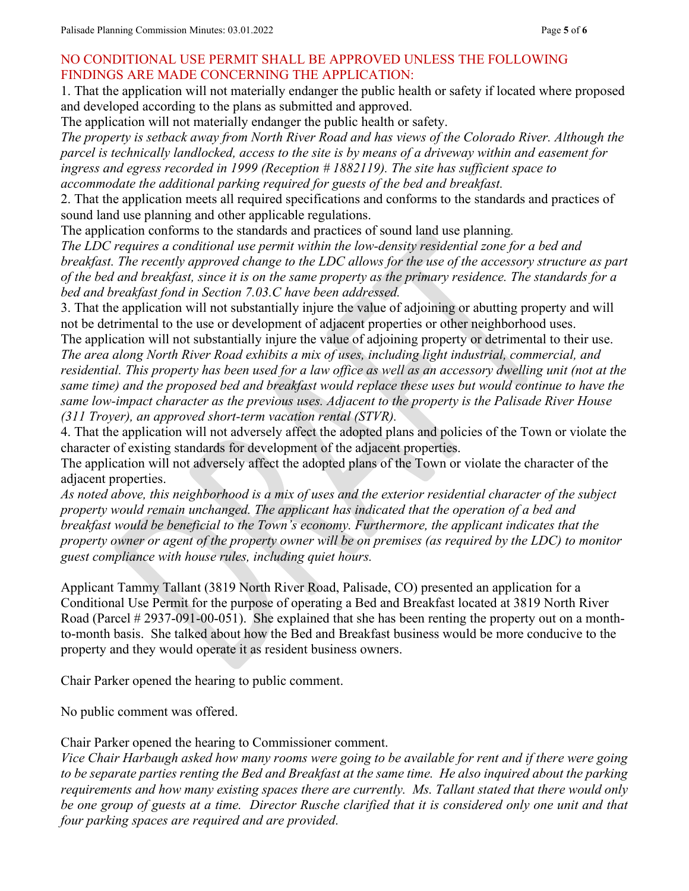NO CONDITIONAL USE PERMIT SHALL BE APPROVED UNLESS THE FOLLOWING FINDINGS ARE MADE CONCERNING THE APPLICATION:

1. That the application will not materially endanger the public health or safety if located where proposed and developed according to the plans as submitted and approved.

The application will not materially endanger the public health or safety.

*The property is setback away from North River Road and has views of the Colorado River. Although the parcel is technically landlocked, access to the site is by means of a driveway within and easement for ingress and egress recorded in 1999 (Reception # 1882119). The site has sufficient space to accommodate the additional parking required for guests of the bed and breakfast.*

2. That the application meets all required specifications and conforms to the standards and practices of sound land use planning and other applicable regulations.

The application conforms to the standards and practices of sound land use planning.

*The LDC requires a conditional use permit within the low-density residential zone for a bed and breakfast. The recently approved change to the LDC allows for the use of the accessory structure as part of the bed and breakfast, since it is on the same property as the primary residence. The standards for a bed and breakfast fond in Section 7.03.C have been addressed.*

3. That the application will not substantially injure the value of adjoining or abutting property and will not be detrimental to the use or development of adjacent properties or other neighborhood uses.

The application will not substantially injure the value of adjoining property or detrimental to their use.

*The area along North River Road exhibits a mix of uses, including light industrial, commercial, and residential. This property has been used for a law office as well as an accessory dwelling unit (not at the same time) and the proposed bed and breakfast would replace these uses but would continue to have the same low-impact character as the previous uses. Adjacent to the property is the Palisade River House (311 Troyer), an approved short-term vacation rental (STVR).*

4. That the application will not adversely affect the adopted plans and policies of the Town or violate the character of existing standards for development of the adjacent properties.

The application will not adversely affect the adopted plans of the Town or violate the character of the adjacent properties.

*As noted above, this neighborhood is a mix of uses and the exterior residential character of the subject property would remain unchanged. The applicant has indicated that the operation of a bed and breakfast would be beneficial to the Town's economy. Furthermore, the applicant indicates that the property owner or agent of the property owner will be on premises (as required by the LDC) to monitor guest compliance with house rules, including quiet hours.*

Applicant Tammy Tallant (3819 North River Road, Palisade, CO) presented an application for a Conditional Use Permit for the purpose of operating a Bed and Breakfast located at 3819 North River Road (Parcel # 2937-091-00-051). She explained that she has been renting the property out on a month-to-month basis. She talked about how the Bed and Breakfast business would be more conducive to the property and they would operate it as resident business owners.

Chair Parker opened the hearing to public comment.

No public comment was offered.

Chair Parker opened the hearing to Commissioner comment.

*Vice Chair Harbaugh asked how many rooms were going to be available for rent and if there were going to be separate parties renting the Bed and Breakfast at the same time. He also inquired about the parking requirements and how many existing spaces there are currently. Ms. Tallant stated that there would only be one group of guests at a time. Director Rusche clarified that it is considered only one unit and that four parking spaces are required and are provided.*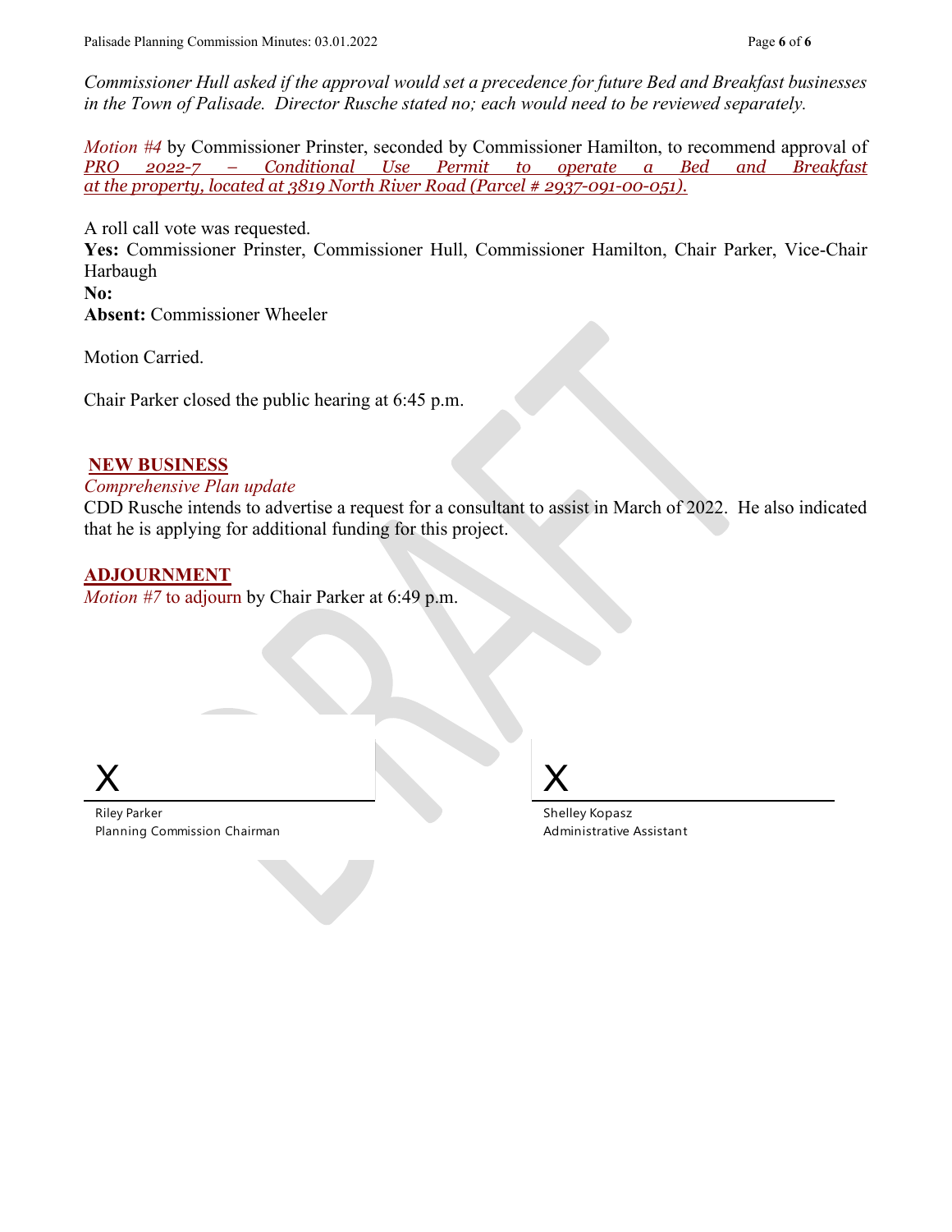*Commissioner Hull asked if the approval would set a precedence for future Bed and Breakfast businesses in the Town of Palisade. Director Rusche stated no; each would need to be reviewed separately.*

*Motion #4* by Commissioner Prinster, seconded by Commissioner Hamilton, to recommend approval of *PRO 2022-7 – Conditional Use Permit to operate a Bed and Breakfast at the property, located at 3819 North River Road (Parcel # 2937-091-00-051).*

A roll call vote was requested.

**Yes:** Commissioner Prinster, Commissioner Hull, Commissioner Hamilton, Chair Parker, Vice-Chair Harbaugh

**No:**

**Absent:** Commissioner Wheeler

Motion Carried.

Chair Parker closed the public hearing at 6:45 p.m.

## NEW BUSINESS

*Comprehensive Plan update*

CDD Rusche intends to advertise a request for a consultant to assist in March of 2022. He also indicated that he is applying for additional funding for this project.

## ADJOURNMENT

*Motion #7* to adjourn by Chair Parker at 6:49 p.m.

X

Riley Parker
Planning Commission Chairman

X

Shelley Kopasz
Administrative Assistant